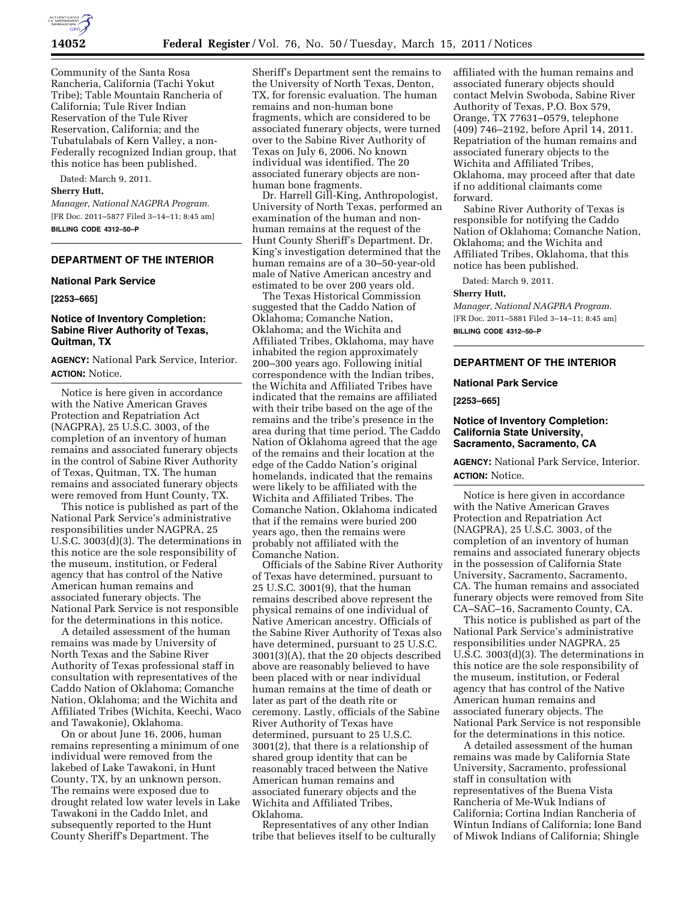Community of the Santa Rosa Rancheria, California (Tachi Yokut Tribe); Table Mountain Rancheria of California; Tule River Indian Reservation of the Tule River Reservation, California; and the Tubatulabals of Kern Valley, a non-Federally recognized Indian group, that this notice has been published.

Dated: March 9, 2011.

**Sherry Hutt,**

*Manager, National NAGPRA Program.*

[FR Doc. 2011–5877 Filed 3–14–11; 8:45 am]

**BILLING CODE 4312–50–P**

---

## DEPARTMENT OF THE INTERIOR

### National Park Service

**[2253–665]**

### Notice of Inventory Completion: Sabine River Authority of Texas, Quitman, TX

**AGENCY:** National Park Service, Interior.

**ACTION:** Notice.

Notice is here given in accordance with the Native American Graves Protection and Repatriation Act (NAGPRA), 25 U.S.C. 3003, of the completion of an inventory of human remains and associated funerary objects in the control of Sabine River Authority of Texas, Quitman, TX. The human remains and associated funerary objects were removed from Hunt County, TX.

This notice is published as part of the National Park Service's administrative responsibilities under NAGPRA, 25 U.S.C. 3003(d)(3). The determinations in this notice are the sole responsibility of the museum, institution, or Federal agency that has control of the Native American human remains and associated funerary objects. The National Park Service is not responsible for the determinations in this notice.

A detailed assessment of the human remains was made by University of North Texas and the Sabine River Authority of Texas professional staff in consultation with representatives of the Caddo Nation of Oklahoma; Comanche Nation, Oklahoma; and the Wichita and Affiliated Tribes (Wichita, Keechi, Waco and Tawakonie), Oklahoma.

On or about June 16, 2006, human remains representing a minimum of one individual were removed from the lakebed of Lake Tawakoni, in Hunt County, TX, by an unknown person. The remains were exposed due to drought related low water levels in Lake Tawakoni in the Caddo Inlet, and subsequently reported to the Hunt County Sheriff's Department. The Sheriff's Department sent the remains to the University of North Texas, Denton, TX, for forensic evaluation. The human remains and non-human bone fragments, which are considered to be associated funerary objects, were turned over to the Sabine River Authority of Texas on July 6, 2006. No known individual was identified. The 20 associated funerary objects are non-human bone fragments.

Dr. Harrell Gill-King, Anthropologist, University of North Texas, performed an examination of the human and non-human remains at the request of the Hunt County Sheriff's Department. Dr. King's investigation determined that the human remains are of a 30–50-year-old male of Native American ancestry and estimated to be over 200 years old.

The Texas Historical Commission suggested that the Caddo Nation of Oklahoma; Comanche Nation, Oklahoma; and the Wichita and Affiliated Tribes, Oklahoma, may have inhabited the region approximately 200–300 years ago. Following initial correspondence with the Indian tribes, the Wichita and Affiliated Tribes have indicated that the remains are affiliated with their tribe based on the age of the remains and the tribe's presence in the area during that time period. The Caddo Nation of Oklahoma agreed that the age of the remains and their location at the edge of the Caddo Nation's original homelands, indicated that the remains were likely to be affiliated with the Wichita and Affiliated Tribes. The Comanche Nation, Oklahoma indicated that if the remains were buried 200 years ago, then the remains were probably not affiliated with the Comanche Nation.

Officials of the Sabine River Authority of Texas have determined, pursuant to 25 U.S.C. 3001(9), that the human remains described above represent the physical remains of one individual of Native American ancestry. Officials of the Sabine River Authority of Texas also have determined, pursuant to 25 U.S.C. 3001(3)(A), that the 20 objects described above are reasonably believed to have been placed with or near individual human remains at the time of death or later as part of the death rite or ceremony. Lastly, officials of the Sabine River Authority of Texas have determined, pursuant to 25 U.S.C. 3001(2), that there is a relationship of shared group identity that can be reasonably traced between the Native American human remains and associated funerary objects and the Wichita and Affiliated Tribes, Oklahoma.

Representatives of any other Indian tribe that believes itself to be culturally affiliated with the human remains and associated funerary objects should contact Melvin Swoboda, Sabine River Authority of Texas, P.O. Box 579, Orange, TX 77631–0579, telephone (409) 746–2192, before April 14, 2011. Repatriation of the human remains and associated funerary objects to the Wichita and Affiliated Tribes, Oklahoma, may proceed after that date if no additional claimants come forward.

Sabine River Authority of Texas is responsible for notifying the Caddo Nation of Oklahoma; Comanche Nation, Oklahoma; and the Wichita and Affiliated Tribes, Oklahoma, that this notice has been published.

Dated: March 9, 2011.

**Sherry Hutt,**

*Manager, National NAGPRA Program.*

[FR Doc. 2011–5881 Filed 3–14–11; 8:45 am]

**BILLING CODE 4312–50–P**

---

## DEPARTMENT OF THE INTERIOR

### National Park Service

**[2253–665]**

### Notice of Inventory Completion: California State University, Sacramento, Sacramento, CA

**AGENCY:** National Park Service, Interior.

**ACTION:** Notice.

Notice is here given in accordance with the Native American Graves Protection and Repatriation Act (NAGPRA), 25 U.S.C. 3003, of the completion of an inventory of human remains and associated funerary objects in the possession of California State University, Sacramento, Sacramento, CA. The human remains and associated funerary objects were removed from Site CA–SAC–16, Sacramento County, CA.

This notice is published as part of the National Park Service's administrative responsibilities under NAGPRA, 25 U.S.C. 3003(d)(3). The determinations in this notice are the sole responsibility of the museum, institution, or Federal agency that has control of the Native American human remains and associated funerary objects. The National Park Service is not responsible for the determinations in this notice.

A detailed assessment of the human remains was made by California State University, Sacramento, professional staff in consultation with representatives of the Buena Vista Rancheria of Me-Wuk Indians of California; Cortina Indian Rancheria of Wintun Indians of California; Ione Band of Miwok Indians of California; Shingle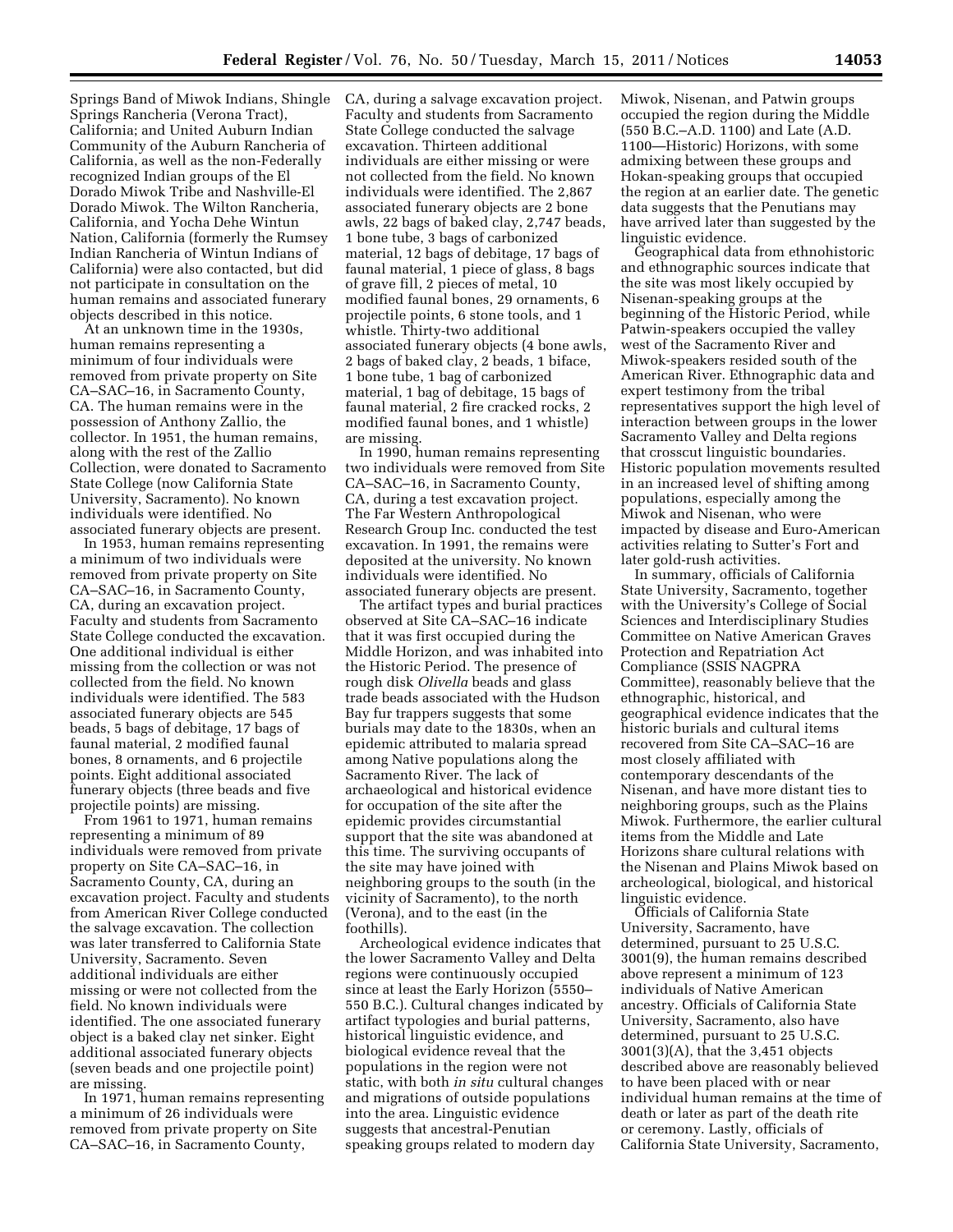Springs Band of Miwok Indians, Shingle Springs Rancheria (Verona Tract), California; and United Auburn Indian Community of the Auburn Rancheria of California, as well as the non-Federally recognized Indian groups of the El Dorado Miwok Tribe and Nashville-El Dorado Miwok. The Wilton Rancheria, California, and Yocha Dehe Wintun Nation, California (formerly the Rumsey Indian Rancheria of Wintun Indians of California) were also contacted, but did not participate in consultation on the human remains and associated funerary objects described in this notice.

At an unknown time in the 1930s, human remains representing a minimum of four individuals were removed from private property on Site CA–SAC–16, in Sacramento County, CA. The human remains were in the possession of Anthony Zallio, the collector. In 1951, the human remains, along with the rest of the Zallio Collection, were donated to Sacramento State College (now California State University, Sacramento). No known individuals were identified. No associated funerary objects are present.

In 1953, human remains representing a minimum of two individuals were removed from private property on Site CA–SAC–16, in Sacramento County, CA, during an excavation project. Faculty and students from Sacramento State College conducted the excavation. One additional individual is either missing from the collection or was not collected from the field. No known individuals were identified. The 583 associated funerary objects are 545 beads, 5 bags of debitage, 17 bags of faunal material, 2 modified faunal bones, 8 ornaments, and 6 projectile points. Eight additional associated funerary objects (three beads and five projectile points) are missing.

From 1961 to 1971, human remains representing a minimum of 89 individuals were removed from private property on Site CA–SAC–16, in Sacramento County, CA, during an excavation project. Faculty and students from American River College conducted the salvage excavation. The collection was later transferred to California State University, Sacramento. Seven additional individuals are either missing or were not collected from the field. No known individuals were identified. The one associated funerary object is a baked clay net sinker. Eight additional associated funerary objects (seven beads and one projectile point) are missing.

In 1971, human remains representing a minimum of 26 individuals were removed from private property on Site CA–SAC–16, in Sacramento County, CA, during a salvage excavation project. Faculty and students from Sacramento State College conducted the salvage excavation. Thirteen additional individuals are either missing or were not collected from the field. No known individuals were identified. The 2,867 associated funerary objects are 2 bone awls, 22 bags of baked clay, 2,747 beads, 1 bone tube, 3 bags of carbonized material, 12 bags of debitage, 17 bags of faunal material, 1 piece of glass, 8 bags of grave fill, 2 pieces of metal, 10 modified faunal bones, 29 ornaments, 6 projectile points, 6 stone tools, and 1 whistle. Thirty-two additional associated funerary objects (4 bone awls, 2 bags of baked clay, 2 beads, 1 biface, 1 bone tube, 1 bag of carbonized material, 1 bag of debitage, 15 bags of faunal material, 2 fire cracked rocks, 2 modified faunal bones, and 1 whistle) are missing.

In 1990, human remains representing two individuals were removed from Site CA–SAC–16, in Sacramento County, CA, during a test excavation project. The Far Western Anthropological Research Group Inc. conducted the test excavation. In 1991, the remains were deposited at the university. No known individuals were identified. No associated funerary objects are present.

The artifact types and burial practices observed at Site CA–SAC–16 indicate that it was first occupied during the Middle Horizon, and was inhabited into the Historic Period. The presence of rough disk *Olivella* beads and glass trade beads associated with the Hudson Bay fur trappers suggests that some burials may date to the 1830s, when an epidemic attributed to malaria spread among Native populations along the Sacramento River. The lack of archaeological and historical evidence for occupation of the site after the epidemic provides circumstantial support that the site was abandoned at this time. The surviving occupants of the site may have joined with neighboring groups to the south (in the vicinity of Sacramento), to the north (Verona), and to the east (in the foothills).

Archeological evidence indicates that the lower Sacramento Valley and Delta regions were continuously occupied since at least the Early Horizon (5550–550 B.C.). Cultural changes indicated by artifact typologies and burial patterns, historical linguistic evidence, and biological evidence reveal that the populations in the region were not static, with both *in situ* cultural changes and migrations of outside populations into the area. Linguistic evidence suggests that ancestral-Penutian speaking groups related to modern day Miwok, Nisenan, and Patwin groups occupied the region during the Middle (550 B.C.–A.D. 1100) and Late (A.D. 1100—Historic) Horizons, with some admixing between these groups and Hokan-speaking groups that occupied the region at an earlier date. The genetic data suggests that the Penutians may have arrived later than suggested by the linguistic evidence.

Geographical data from ethnohistoric and ethnographic sources indicate that the site was most likely occupied by Nisenan-speaking groups at the beginning of the Historic Period, while Patwin-speakers occupied the valley west of the Sacramento River and Miwok-speakers resided south of the American River. Ethnographic data and expert testimony from the tribal representatives support the high level of interaction between groups in the lower Sacramento Valley and Delta regions that crosscut linguistic boundaries. Historic population movements resulted in an increased level of shifting among populations, especially among the Miwok and Nisenan, who were impacted by disease and Euro-American activities relating to Sutter's Fort and later gold-rush activities.

In summary, officials of California State University, Sacramento, together with the University's College of Social Sciences and Interdisciplinary Studies Committee on Native American Graves Protection and Repatriation Act Compliance (SSIS NAGPRA Committee), reasonably believe that the ethnographic, historical, and geographical evidence indicates that the historic burials and cultural items recovered from Site CA–SAC–16 are most closely affiliated with contemporary descendants of the Nisenan, and have more distant ties to neighboring groups, such as the Plains Miwok. Furthermore, the earlier cultural items from the Middle and Late Horizons share cultural relations with the Nisenan and Plains Miwok based on archeological, biological, and historical linguistic evidence.

Officials of California State University, Sacramento, have determined, pursuant to 25 U.S.C. 3001(9), the human remains described above represent a minimum of 123 individuals of Native American ancestry. Officials of California State University, Sacramento, also have determined, pursuant to 25 U.S.C. 3001(3)(A), that the 3,451 objects described above are reasonably believed to have been placed with or near individual human remains at the time of death or later as part of the death rite or ceremony. Lastly, officials of California State University, Sacramento,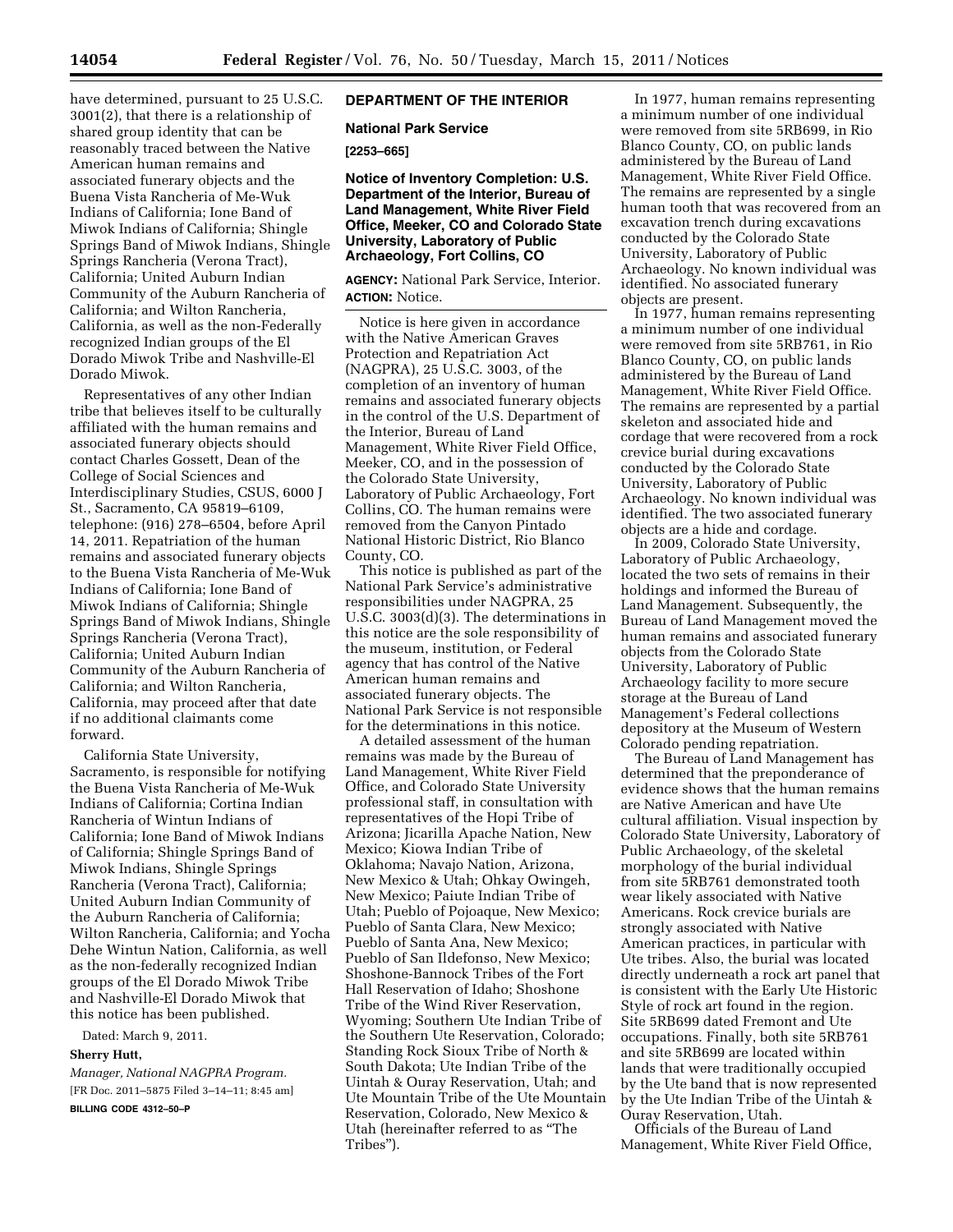have determined, pursuant to 25 U.S.C. 3001(2), that there is a relationship of shared group identity that can be reasonably traced between the Native American human remains and associated funerary objects and the Buena Vista Rancheria of Me-Wuk Indians of California; Ione Band of Miwok Indians of California; Shingle Springs Band of Miwok Indians, Shingle Springs Rancheria (Verona Tract), California; United Auburn Indian Community of the Auburn Rancheria of California; and Wilton Rancheria, California, as well as the non-Federally recognized Indian groups of the El Dorado Miwok Tribe and Nashville-El Dorado Miwok.

Representatives of any other Indian tribe that believes itself to be culturally affiliated with the human remains and associated funerary objects should contact Charles Gossett, Dean of the College of Social Sciences and Interdisciplinary Studies, CSUS, 6000 J St., Sacramento, CA 95819–6109, telephone: (916) 278–6504, before April 14, 2011. Repatriation of the human remains and associated funerary objects to the Buena Vista Rancheria of Me-Wuk Indians of California; Ione Band of Miwok Indians of California; Shingle Springs Band of Miwok Indians, Shingle Springs Rancheria (Verona Tract), California; United Auburn Indian Community of the Auburn Rancheria of California; and Wilton Rancheria, California, may proceed after that date if no additional claimants come forward.

California State University, Sacramento, is responsible for notifying the Buena Vista Rancheria of Me-Wuk Indians of California; Cortina Indian Rancheria of Wintun Indians of California; Ione Band of Miwok Indians of California; Shingle Springs Band of Miwok Indians, Shingle Springs Rancheria (Verona Tract), California; United Auburn Indian Community of the Auburn Rancheria of California; Wilton Rancheria, California; and Yocha Dehe Wintun Nation, California, as well as the non-federally recognized Indian groups of the El Dorado Miwok Tribe and Nashville-El Dorado Miwok that this notice has been published.

Dated: March 9, 2011.

**Sherry Hutt,**

*Manager, National NAGPRA Program.*

[FR Doc. 2011–5875 Filed 3–14–11; 8:45 am]

**BILLING CODE 4312–50–P**

## DEPARTMENT OF THE INTERIOR

### National Park Service

**[2253–665]**

### Notice of Inventory Completion: U.S. Department of the Interior, Bureau of Land Management, White River Field Office, Meeker, CO and Colorado State University, Laboratory of Public Archaeology, Fort Collins, CO

**AGENCY:** National Park Service, Interior.

**ACTION:** Notice.

Notice is here given in accordance with the Native American Graves Protection and Repatriation Act (NAGPRA), 25 U.S.C. 3003, of the completion of an inventory of human remains and associated funerary objects in the control of the U.S. Department of the Interior, Bureau of Land Management, White River Field Office, Meeker, CO, and in the possession of the Colorado State University, Laboratory of Public Archaeology, Fort Collins, CO. The human remains were removed from the Canyon Pintado National Historic District, Rio Blanco County, CO.

This notice is published as part of the National Park Service's administrative responsibilities under NAGPRA, 25 U.S.C. 3003(d)(3). The determinations in this notice are the sole responsibility of the museum, institution, or Federal agency that has control of the Native American human remains and associated funerary objects. The National Park Service is not responsible for the determinations in this notice.

A detailed assessment of the human remains was made by the Bureau of Land Management, White River Field Office, and Colorado State University professional staff, in consultation with representatives of the Hopi Tribe of Arizona; Jicarilla Apache Nation, New Mexico; Kiowa Indian Tribe of Oklahoma; Navajo Nation, Arizona, New Mexico & Utah; Ohkay Owingeh, New Mexico; Paiute Indian Tribe of Utah; Pueblo of Pojoaque, New Mexico; Pueblo of Santa Clara, New Mexico; Pueblo of Santa Ana, New Mexico; Pueblo of San Ildefonso, New Mexico; Shoshone-Bannock Tribes of the Fort Hall Reservation of Idaho; Shoshone Tribe of the Wind River Reservation, Wyoming; Southern Ute Indian Tribe of the Southern Ute Reservation, Colorado; Standing Rock Sioux Tribe of North & South Dakota; Ute Indian Tribe of the Uintah & Ouray Reservation, Utah; and Ute Mountain Tribe of the Ute Mountain Reservation, Colorado, New Mexico & Utah (hereinafter referred to as "The Tribes").

In 1977, human remains representing a minimum number of one individual were removed from site 5RB699, in Rio Blanco County, CO, on public lands administered by the Bureau of Land Management, White River Field Office. The remains are represented by a single human tooth that was recovered from an excavation trench during excavations conducted by the Colorado State University, Laboratory of Public Archaeology. No known individual was identified. No associated funerary objects are present.

In 1977, human remains representing a minimum number of one individual were removed from site 5RB761, in Rio Blanco County, CO, on public lands administered by the Bureau of Land Management, White River Field Office. The remains are represented by a partial skeleton and associated hide and cordage that were recovered from a rock crevice burial during excavations conducted by the Colorado State University, Laboratory of Public Archaeology. No known individual was identified. The two associated funerary objects are a hide and cordage.

In 2009, Colorado State University, Laboratory of Public Archaeology, located the two sets of remains in their holdings and informed the Bureau of Land Management. Subsequently, the Bureau of Land Management moved the human remains and associated funerary objects from the Colorado State University, Laboratory of Public Archaeology facility to more secure storage at the Bureau of Land Management's Federal collections depository at the Museum of Western Colorado pending repatriation.

The Bureau of Land Management has determined that the preponderance of evidence shows that the human remains are Native American and have Ute cultural affiliation. Visual inspection by Colorado State University, Laboratory of Public Archaeology, of the skeletal morphology of the burial individual from site 5RB761 demonstrated tooth wear likely associated with Native Americans. Rock crevice burials are strongly associated with Native American practices, in particular with Ute tribes. Also, the burial was located directly underneath a rock art panel that is consistent with the Early Ute Historic Style of rock art found in the region. Site 5RB699 dated Fremont and Ute occupations. Finally, both site 5RB761 and site 5RB699 are located within lands that were traditionally occupied by the Ute band that is now represented by the Ute Indian Tribe of the Uintah & Ouray Reservation, Utah.

Officials of the Bureau of Land Management, White River Field Office,